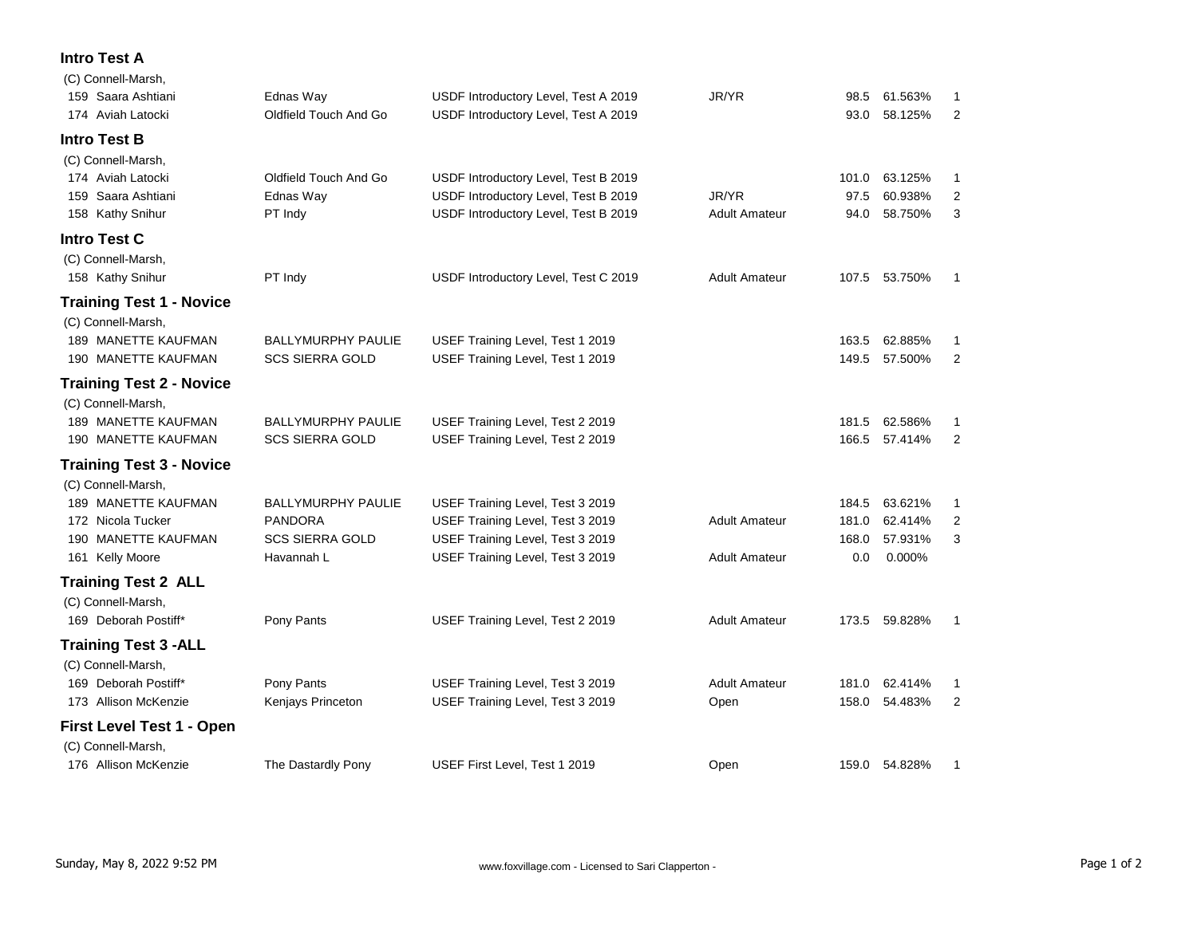## Intro Test A

(C) Connell-Marsh,

| # | Rider | Horse | Test | Division | Score | Percent | Place |
|---|---|---|---|---|---|---|---|
| 159 | Saara Ashtiani | Ednas Way | USDF Introductory Level, Test A 2019 | JR/YR | 98.5 | 61.563% | 1 |
| 174 | Aviah Latocki | Oldfield Touch And Go | USDF Introductory Level, Test A 2019 | | 93.0 | 58.125% | 2 |

## Intro Test B

(C) Connell-Marsh,

| # | Rider | Horse | Test | Division | Score | Percent | Place |
|---|---|---|---|---|---|---|---|
| 174 | Aviah Latocki | Oldfield Touch And Go | USDF Introductory Level, Test B 2019 | | 101.0 | 63.125% | 1 |
| 159 | Saara Ashtiani | Ednas Way | USDF Introductory Level, Test B 2019 | JR/YR | 97.5 | 60.938% | 2 |
| 158 | Kathy Snihur | PT Indy | USDF Introductory Level, Test B 2019 | Adult Amateur | 94.0 | 58.750% | 3 |

## Intro Test C

(C) Connell-Marsh,

| # | Rider | Horse | Test | Division | Score | Percent | Place |
|---|---|---|---|---|---|---|---|
| 158 | Kathy Snihur | PT Indy | USDF Introductory Level, Test C 2019 | Adult Amateur | 107.5 | 53.750% | 1 |

## Training Test 1 - Novice

(C) Connell-Marsh,

| # | Rider | Horse | Test | Division | Score | Percent | Place |
|---|---|---|---|---|---|---|---|
| 189 | MANETTE KAUFMAN | BALLYMURPHY PAULIE | USEF Training Level, Test 1 2019 | | 163.5 | 62.885% | 1 |
| 190 | MANETTE KAUFMAN | SCS SIERRA GOLD | USEF Training Level, Test 1 2019 | | 149.5 | 57.500% | 2 |

## Training Test 2 - Novice

(C) Connell-Marsh,

| # | Rider | Horse | Test | Division | Score | Percent | Place |
|---|---|---|---|---|---|---|---|
| 189 | MANETTE KAUFMAN | BALLYMURPHY PAULIE | USEF Training Level, Test 2 2019 | | 181.5 | 62.586% | 1 |
| 190 | MANETTE KAUFMAN | SCS SIERRA GOLD | USEF Training Level, Test 2 2019 | | 166.5 | 57.414% | 2 |

## Training Test 3 - Novice

(C) Connell-Marsh,

| # | Rider | Horse | Test | Division | Score | Percent | Place |
|---|---|---|---|---|---|---|---|
| 189 | MANETTE KAUFMAN | BALLYMURPHY PAULIE | USEF Training Level, Test 3 2019 | | 184.5 | 63.621% | 1 |
| 172 | Nicola Tucker | PANDORA | USEF Training Level, Test 3 2019 | Adult Amateur | 181.0 | 62.414% | 2 |
| 190 | MANETTE KAUFMAN | SCS SIERRA GOLD | USEF Training Level, Test 3 2019 | | 168.0 | 57.931% | 3 |
| 161 | Kelly Moore | Havannah L | USEF Training Level, Test 3 2019 | Adult Amateur | 0.0 | 0.000% | |

## Training Test 2 ALL

(C) Connell-Marsh,

| # | Rider | Horse | Test | Division | Score | Percent | Place |
|---|---|---|---|---|---|---|---|
| 169 | Deborah Postiff* | Pony Pants | USEF Training Level, Test 2 2019 | Adult Amateur | 173.5 | 59.828% | 1 |

## Training Test 3 -ALL

(C) Connell-Marsh,

| # | Rider | Horse | Test | Division | Score | Percent | Place |
|---|---|---|---|---|---|---|---|
| 169 | Deborah Postiff* | Pony Pants | USEF Training Level, Test 3 2019 | Adult Amateur | 181.0 | 62.414% | 1 |
| 173 | Allison McKenzie | Kenjays Princeton | USEF Training Level, Test 3 2019 | Open | 158.0 | 54.483% | 2 |

## First Level Test 1 - Open

(C) Connell-Marsh,

| # | Rider | Horse | Test | Division | Score | Percent | Place |
|---|---|---|---|---|---|---|---|
| 176 | Allison McKenzie | The Dastardly Pony | USEF First Level, Test 1 2019 | Open | 159.0 | 54.828% | 1 |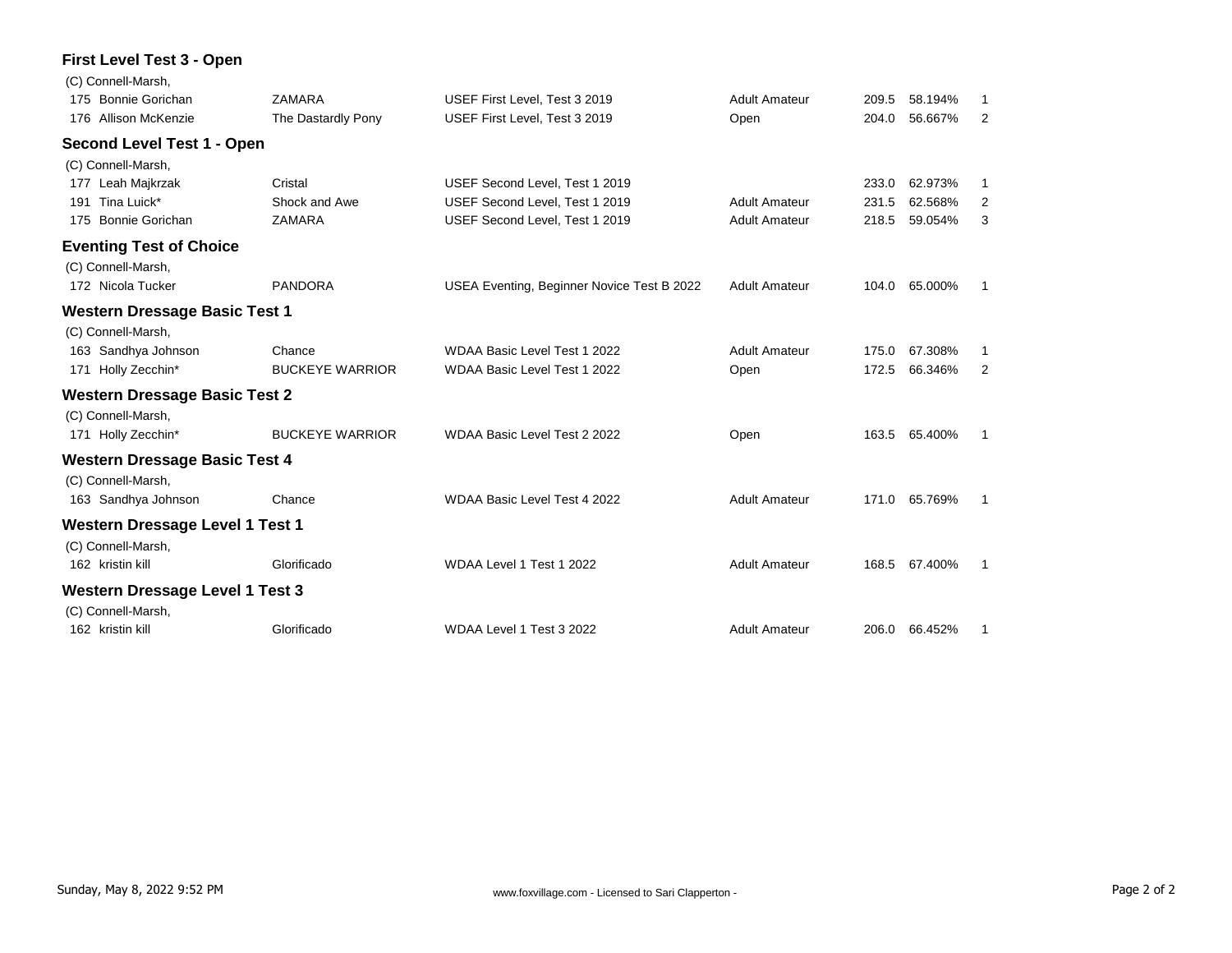### First Level Test 3 - Open

(C) Connell-Marsh,

| | | | | | | | |
|---|---|---|---|---|---|---|---|
| 175 | Bonnie Gorichan | ZAMARA | USEF First Level, Test 3 2019 | Adult Amateur | 209.5 | 58.194% | 1 |
| 176 | Allison McKenzie | The Dastardly Pony | USEF First Level, Test 3 2019 | Open | 204.0 | 56.667% | 2 |

### Second Level Test 1 - Open

(C) Connell-Marsh,

| | | | | | | | |
|---|---|---|---|---|---|---|---|
| 177 | Leah Majkrzak | Cristal | USEF Second Level, Test 1 2019 | | 233.0 | 62.973% | 1 |
| 191 | Tina Luick* | Shock and Awe | USEF Second Level, Test 1 2019 | Adult Amateur | 231.5 | 62.568% | 2 |
| 175 | Bonnie Gorichan | ZAMARA | USEF Second Level, Test 1 2019 | Adult Amateur | 218.5 | 59.054% | 3 |

### Eventing Test of Choice

(C) Connell-Marsh,

| | | | | | | | |
|---|---|---|---|---|---|---|---|
| 172 | Nicola Tucker | PANDORA | USEA Eventing, Beginner Novice Test B 2022 | Adult Amateur | 104.0 | 65.000% | 1 |

### Western Dressage Basic Test 1

(C) Connell-Marsh,

| | | | | | | | |
|---|---|---|---|---|---|---|---|
| 163 | Sandhya Johnson | Chance | WDAA Basic Level Test 1 2022 | Adult Amateur | 175.0 | 67.308% | 1 |
| 171 | Holly Zecchin* | BUCKEYE WARRIOR | WDAA Basic Level Test 1 2022 | Open | 172.5 | 66.346% | 2 |

### Western Dressage Basic Test 2

(C) Connell-Marsh,

| | | | | | | | |
|---|---|---|---|---|---|---|---|
| 171 | Holly Zecchin* | BUCKEYE WARRIOR | WDAA Basic Level Test 2 2022 | Open | 163.5 | 65.400% | 1 |

### Western Dressage Basic Test 4

(C) Connell-Marsh,

| | | | | | | | |
|---|---|---|---|---|---|---|---|
| 163 | Sandhya Johnson | Chance | WDAA Basic Level Test 4 2022 | Adult Amateur | 171.0 | 65.769% | 1 |

### Western Dressage Level 1 Test 1

(C) Connell-Marsh,

| | | | | | | | |
|---|---|---|---|---|---|---|---|
| 162 | kristin kill | Glorificado | WDAA Level 1 Test 1 2022 | Adult Amateur | 168.5 | 67.400% | 1 |

### Western Dressage Level 1 Test 3

(C) Connell-Marsh,

| | | | | | | | |
|---|---|---|---|---|---|---|---|
| 162 | kristin kill | Glorificado | WDAA Level 1 Test 3 2022 | Adult Amateur | 206.0 | 66.452% | 1 |

Sunday, May 8, 2022 9:52 PM

www.foxvillage.com - Licensed to Sari Clapperton -